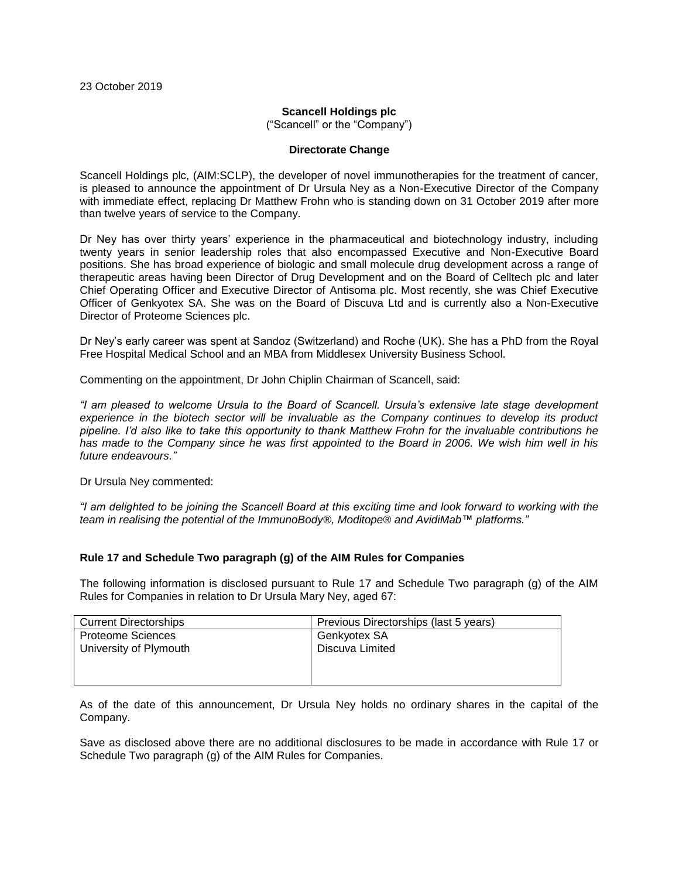23 October 2019

**Scancell Holdings plc**

("Scancell" or the "Company")

**Directorate Change**

Scancell Holdings plc, (AIM:SCLP), the developer of novel immunotherapies for the treatment of cancer, is pleased to announce the appointment of Dr Ursula Ney as a Non-Executive Director of the Company with immediate effect, replacing Dr Matthew Frohn who is standing down on 31 October 2019 after more than twelve years of service to the Company.

Dr Ney has over thirty years' experience in the pharmaceutical and biotechnology industry, including twenty years in senior leadership roles that also encompassed Executive and Non-Executive Board positions. She has broad experience of biologic and small molecule drug development across a range of therapeutic areas having been Director of Drug Development and on the Board of Celltech plc and later Chief Operating Officer and Executive Director of Antisoma plc. Most recently, she was Chief Executive Officer of Genkyotex SA. She was on the Board of Discuva Ltd and is currently also a Non-Executive Director of Proteome Sciences plc.

Dr Ney's early career was spent at Sandoz (Switzerland) and Roche (UK). She has a PhD from the Royal Free Hospital Medical School and an MBA from Middlesex University Business School.

Commenting on the appointment, Dr John Chiplin Chairman of Scancell, said:

*"I am pleased to welcome Ursula to the Board of Scancell. Ursula's extensive late stage development experience in the biotech sector will be invaluable as the Company continues to develop its product pipeline. I'd also like to take this opportunity to thank Matthew Frohn for the invaluable contributions he has made to the Company since he was first appointed to the Board in 2006. We wish him well in his future endeavours."*

Dr Ursula Ney commented:

*"I am delighted to be joining the Scancell Board at this exciting time and look forward to working with the team in realising the potential of the ImmunoBody®, Moditope® and AvidiMab™ platforms."*

**Rule 17 and Schedule Two paragraph (g) of the AIM Rules for Companies**

The following information is disclosed pursuant to Rule 17 and Schedule Two paragraph (g) of the AIM Rules for Companies in relation to Dr Ursula Mary Ney, aged 67:

| Current Directorships | Previous Directorships (last 5 years) |
| --- | --- |
| Proteome Sciences<br>University of Plymouth | Genkyotex SA<br>Discuva Limited |

As of the date of this announcement, Dr Ursula Ney holds no ordinary shares in the capital of the Company.

Save as disclosed above there are no additional disclosures to be made in accordance with Rule 17 or Schedule Two paragraph (g) of the AIM Rules for Companies.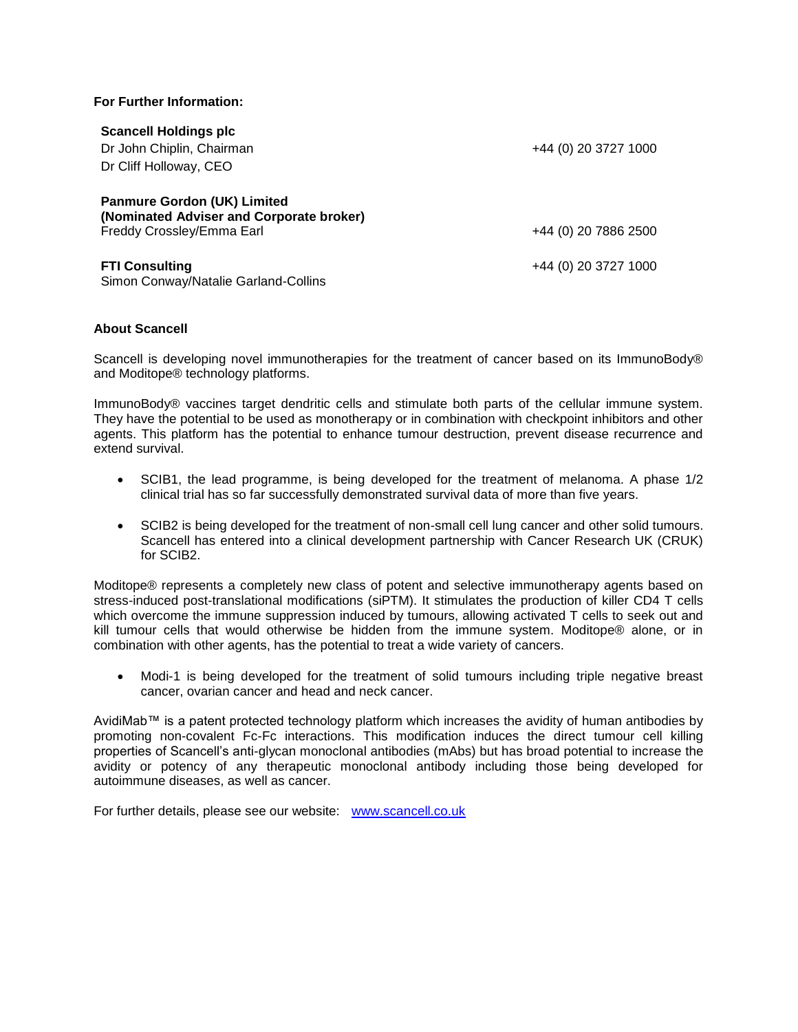**For Further Information:**

| | |
|---|---|
| **Scancell Holdings plc** | |
| Dr John Chiplin, Chairman | +44 (0) 20 3727 1000 |
| Dr Cliff Holloway, CEO | |
| | |
| **Panmure Gordon (UK) Limited** | |
| **(Nominated Adviser and Corporate broker)** | |
| Freddy Crossley/Emma Earl | +44 (0) 20 7886 2500 |
| | |
| **FTI Consulting** | +44 (0) 20 3727 1000 |
| Simon Conway/Natalie Garland-Collins | |

**About Scancell**

Scancell is developing novel immunotherapies for the treatment of cancer based on its ImmunoBody® and Moditope® technology platforms.

ImmunoBody® vaccines target dendritic cells and stimulate both parts of the cellular immune system. They have the potential to be used as monotherapy or in combination with checkpoint inhibitors and other agents. This platform has the potential to enhance tumour destruction, prevent disease recurrence and extend survival.

- SCIB1, the lead programme, is being developed for the treatment of melanoma. A phase 1/2 clinical trial has so far successfully demonstrated survival data of more than five years.
- SCIB2 is being developed for the treatment of non-small cell lung cancer and other solid tumours. Scancell has entered into a clinical development partnership with Cancer Research UK (CRUK) for SCIB2.

Moditope® represents a completely new class of potent and selective immunotherapy agents based on stress-induced post-translational modifications (siPTM). It stimulates the production of killer CD4 T cells which overcome the immune suppression induced by tumours, allowing activated T cells to seek out and kill tumour cells that would otherwise be hidden from the immune system. Moditope® alone, or in combination with other agents, has the potential to treat a wide variety of cancers.

- Modi-1 is being developed for the treatment of solid tumours including triple negative breast cancer, ovarian cancer and head and neck cancer.

AvidiMab™ is a patent protected technology platform which increases the avidity of human antibodies by promoting non-covalent Fc-Fc interactions. This modification induces the direct tumour cell killing properties of Scancell's anti-glycan monoclonal antibodies (mAbs) but has broad potential to increase the avidity or potency of any therapeutic monoclonal antibody including those being developed for autoimmune diseases, as well as cancer.

For further details, please see our website: [www.scancell.co.uk](http://www.scancell.co.uk)